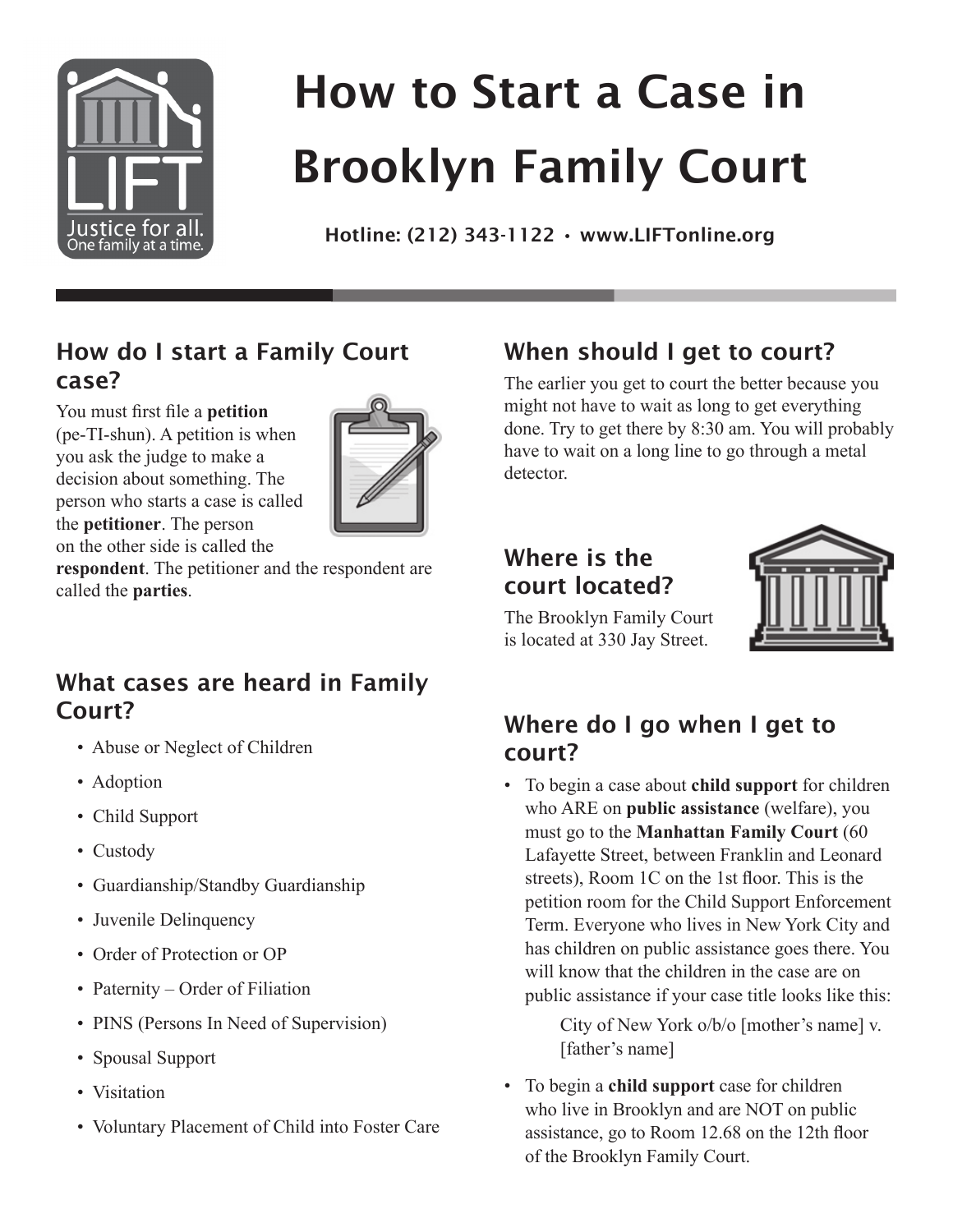# How to Start a Case in Brooklyn Family Court

**Hotline: (212) 343-1122 • www.LIFTonline.org**

## How do I start a Family Court case?

You must first file a **petition** (pe-TI-shun). A petition is when you ask the judge to make a decision about something. The person who starts a case is called the **petitioner**. The person on the other side is called the **respondent**. The petitioner and the respondent are called the **parties**.

## What cases are heard in Family Court?

- Abuse or Neglect of Children
- Adoption
- Child Support
- Custody
- Guardianship/Standby Guardianship
- Juvenile Delinquency
- Order of Protection or OP
- Paternity – Order of Filiation
- PINS (Persons In Need of Supervision)
- Spousal Support
- Visitation
- Voluntary Placement of Child into Foster Care

## When should I get to court?

The earlier you get to court the better because you might not have to wait as long to get everything done. Try to get there by 8:30 am. You will probably have to wait on a long line to go through a metal detector.

## Where is the court located?

The Brooklyn Family Court is located at 330 Jay Street.

## Where do I go when I get to court?

- To begin a case about **child support** for children who ARE on **public assistance** (welfare), you must go to the **Manhattan Family Court** (60 Lafayette Street, between Franklin and Leonard streets), Room 1C on the 1st floor. This is the petition room for the Child Support Enforcement Term. Everyone who lives in New York City and has children on public assistance goes there. You will know that the children in the case are on public assistance if your case title looks like this:

  City of New York o/b/o [mother's name] v. [father's name]

- To begin a **child support** case for children who live in Brooklyn and are NOT on public assistance, go to Room 12.68 on the 12th floor of the Brooklyn Family Court.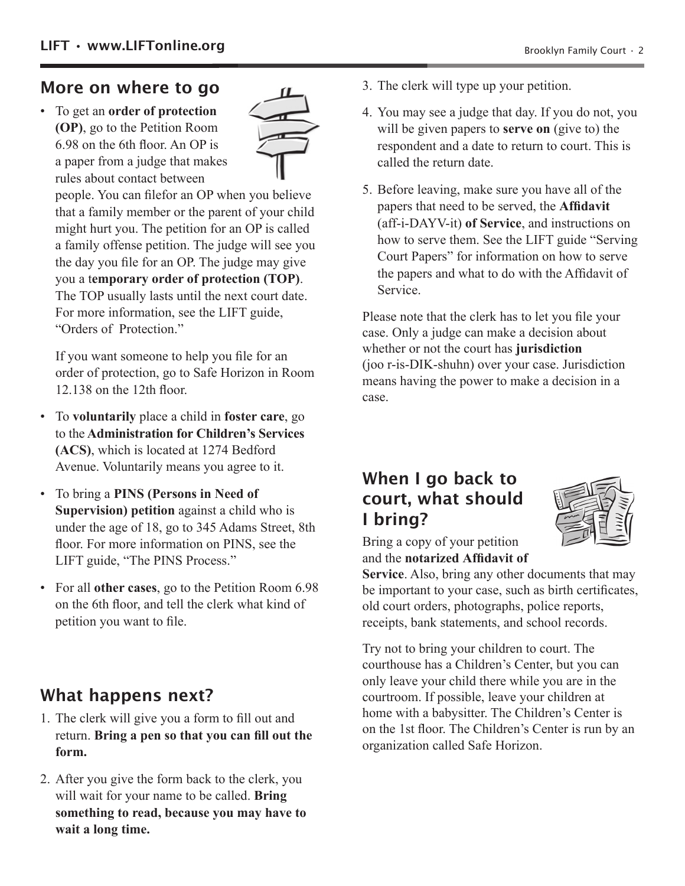## More on where to go

- To get an **order of protection (OP)**, go to the Petition Room 6.98 on the 6th floor. An OP is a paper from a judge that makes rules about contact between people. You can filefor an OP when you believe that a family member or the parent of your child might hurt you. The petition for an OP is called a family offense petition. The judge will see you the day you file for an OP. The judge may give you a t**emporary order of protection (TOP)**. The TOP usually lasts until the next court date. For more information, see the LIFT guide, "Orders of Protection."

  If you want someone to help you file for an order of protection, go to Safe Horizon in Room 12.138 on the 12th floor.

- To **voluntarily** place a child in **foster care**, go to the **Administration for Children's Services (ACS)**, which is located at 1274 Bedford Avenue. Voluntarily means you agree to it.

- To bring a **PINS (Persons in Need of Supervision) petition** against a child who is under the age of 18, go to 345 Adams Street, 8th floor. For more information on PINS, see the LIFT guide, "The PINS Process."

- For all **other cases**, go to the Petition Room 6.98 on the 6th floor, and tell the clerk what kind of petition you want to file.

## What happens next?

1. The clerk will give you a form to fill out and return. **Bring a pen so that you can fill out the form.**
2. After you give the form back to the clerk, you will wait for your name to be called. **Bring something to read, because you may have to wait a long time.**
3. The clerk will type up your petition.
4. You may see a judge that day. If you do not, you will be given papers to **serve on** (give to) the respondent and a date to return to court. This is called the return date.
5. Before leaving, make sure you have all of the papers that need to be served, the **Affidavit** (aff-i-DAYV-it) **of Service**, and instructions on how to serve them. See the LIFT guide "Serving Court Papers" for information on how to serve the papers and what to do with the Affidavit of Service.

Please note that the clerk has to let you file your case. Only a judge can make a decision about whether or not the court has **jurisdiction** (joo r-is-DIK-shuhn) over your case. Jurisdiction means having the power to make a decision in a case.

## When I go back to court, what should I bring?

Bring a copy of your petition and the **notarized Affidavit of Service**. Also, bring any other documents that may be important to your case, such as birth certificates, old court orders, photographs, police reports, receipts, bank statements, and school records.

Try not to bring your children to court. The courthouse has a Children's Center, but you can only leave your child there while you are in the courtroom. If possible, leave your children at home with a babysitter. The Children's Center is on the 1st floor. The Children's Center is run by an organization called Safe Horizon.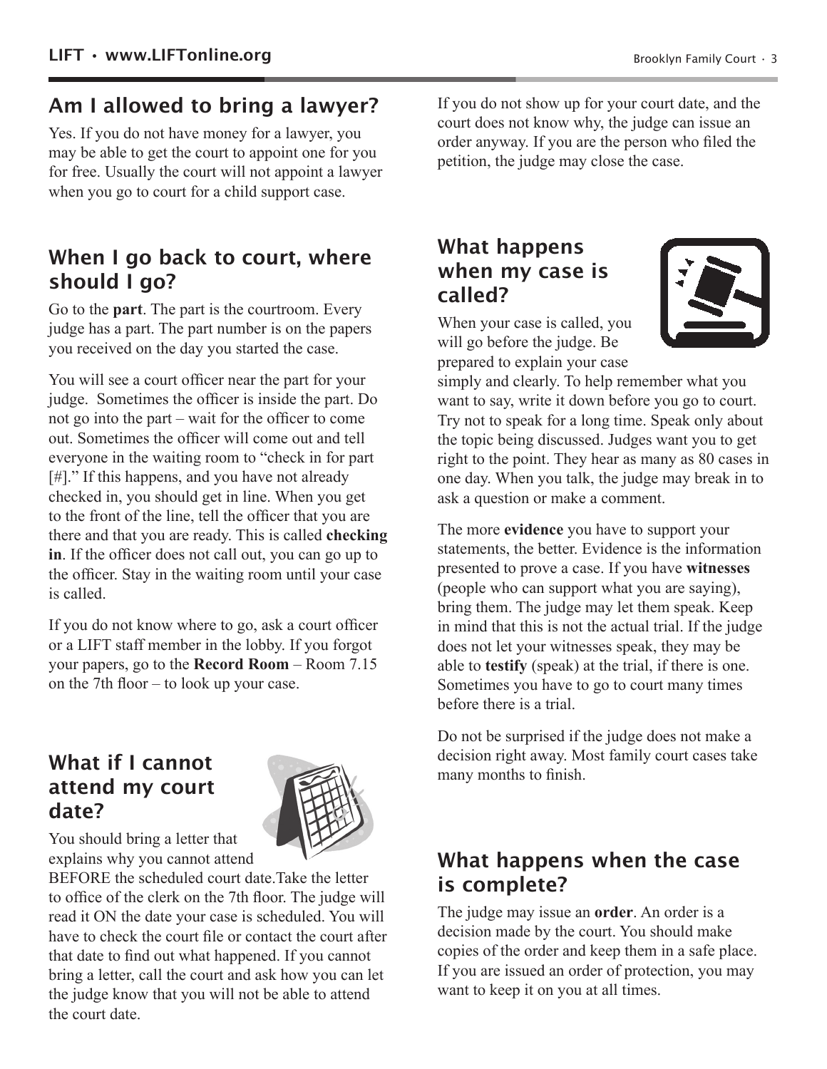## Am I allowed to bring a lawyer?

Yes. If you do not have money for a lawyer, you may be able to get the court to appoint one for you for free. Usually the court will not appoint a lawyer when you go to court for a child support case.

## When I go back to court, where should I go?

Go to the **part**. The part is the courtroom. Every judge has a part. The part number is on the papers you received on the day you started the case.

You will see a court officer near the part for your judge. Sometimes the officer is inside the part. Do not go into the part – wait for the officer to come out. Sometimes the officer will come out and tell everyone in the waiting room to "check in for part [#]." If this happens, and you have not already checked in, you should get in line. When you get to the front of the line, tell the officer that you are there and that you are ready. This is called **checking in**. If the officer does not call out, you can go up to the officer. Stay in the waiting room until your case is called.

If you do not know where to go, ask a court officer or a LIFT staff member in the lobby. If you forgot your papers, go to the **Record Room** – Room 7.15 on the 7th floor – to look up your case.

## What if I cannot attend my court date?

You should bring a letter that explains why you cannot attend BEFORE the scheduled court date.Take the letter to office of the clerk on the 7th floor. The judge will read it ON the date your case is scheduled. You will have to check the court file or contact the court after that date to find out what happened. If you cannot bring a letter, call the court and ask how you can let the judge know that you will not be able to attend the court date.

If you do not show up for your court date, and the court does not know why, the judge can issue an order anyway. If you are the person who filed the petition, the judge may close the case.

## What happens when my case is called?

When your case is called, you will go before the judge. Be prepared to explain your case simply and clearly. To help remember what you want to say, write it down before you go to court. Try not to speak for a long time. Speak only about the topic being discussed. Judges want you to get right to the point. They hear as many as 80 cases in one day. When you talk, the judge may break in to ask a question or make a comment.

The more **evidence** you have to support your statements, the better. Evidence is the information presented to prove a case. If you have **witnesses** (people who can support what you are saying), bring them. The judge may let them speak. Keep in mind that this is not the actual trial. If the judge does not let your witnesses speak, they may be able to **testify** (speak) at the trial, if there is one. Sometimes you have to go to court many times before there is a trial.

Do not be surprised if the judge does not make a decision right away. Most family court cases take many months to finish.

## What happens when the case is complete?

The judge may issue an **order**. An order is a decision made by the court. You should make copies of the order and keep them in a safe place. If you are issued an order of protection, you may want to keep it on you at all times.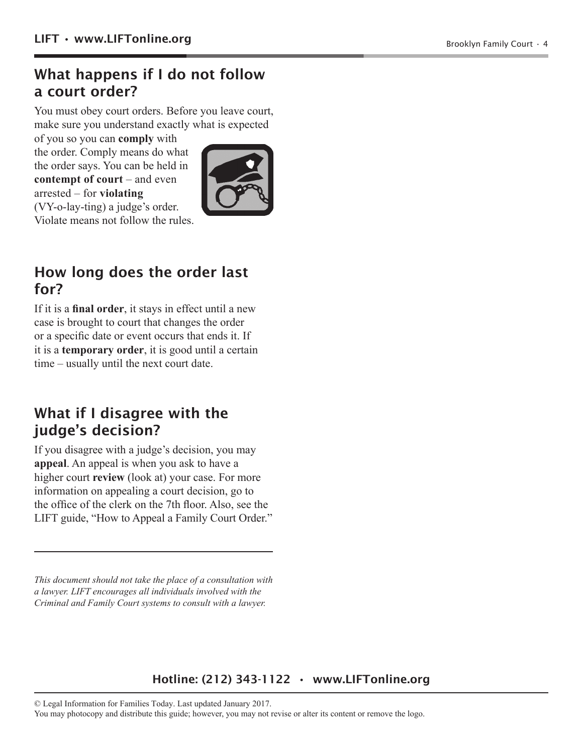## What happens if I do not follow a court order?

You must obey court orders. Before you leave court, make sure you understand exactly what is expected of you so you can **comply** with the order. Comply means do what the order says. You can be held in **contempt of court** – and even arrested – for **violating** (VY-o-lay-ting) a judge's order. Violate means not follow the rules.

## How long does the order last for?

If it is a **final order**, it stays in effect until a new case is brought to court that changes the order or a specific date or event occurs that ends it. If it is a **temporary order**, it is good until a certain time – usually until the next court date.

## What if I disagree with the judge's decision?

If you disagree with a judge's decision, you may **appeal**. An appeal is when you ask to have a higher court **review** (look at) your case. For more information on appealing a court decision, go to the office of the clerk on the 7th floor. Also, see the LIFT guide, "How to Appeal a Family Court Order."

---

*This document should not take the place of a consultation with a lawyer. LIFT encourages all individuals involved with the Criminal and Family Court systems to consult with a lawyer.*

**Hotline: (212) 343-1122 • www.LIFTonline.org**

© Legal Information for Families Today. Last updated January 2017.
You may photocopy and distribute this guide; however, you may not revise or alter its content or remove the logo.